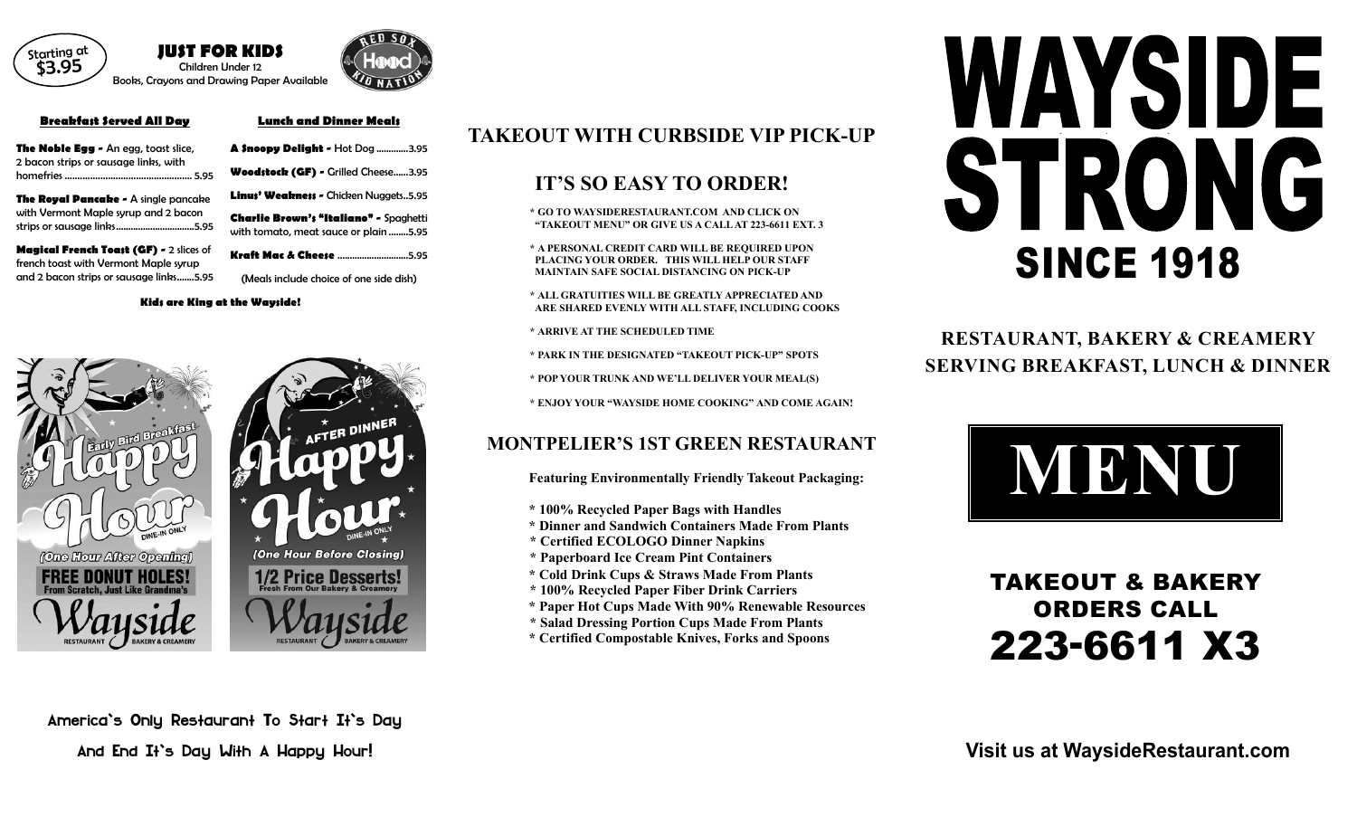Starting at $3.95

## JUST FOR KIDS

Children Under 12

Books, Crayons and Drawing Paper Available

RED SOX Hood KID NATION

### Breakfast Served All Day

**The Noble Egg -** An egg, toast slice, 2 bacon strips or sausage links, with homefries ........ 5.95

**The Royal Pancake -** A single pancake with Vermont Maple syrup and 2 bacon strips or sausage links ........ 5.95

**Magical French Toast (GF) -** 2 slices of french toast with Vermont Maple syrup and 2 bacon strips or sausage links ........ 5.95

### Lunch and Dinner Meals

**A Snoopy Delight -** Hot Dog ........ 3.95

**Woodstock (GF) -** Grilled Cheese ........ 3.95

**Linus' Weakness -** Chicken Nuggets ........ 5.95

**Charlie Brown's "Italiano" -** Spaghetti with tomato, meat sauce or plain ........ 5.95

**Kraft Mac & Cheese** ........ 5.95

(Meals include choice of one side dish)

**Kids are King at the Wayside!**

Early Bird Breakfast Happy Hour DINE-IN ONLY (One Hour After Opening) FREE DONUT HOLES! From Scratch, Just Like Grandma's Wayside RESTAURANT BAKERY & CREAMERY

AFTER DINNER Happy Hour DINE-IN ONLY (One Hour Before Closing) 1/2 Price Desserts! Fresh From Our Bakery & Creamery Wayside RESTAURANT BAKERY & CREAMERY

America's Only Restaurant To Start It's Day And End It's Day With A Happy Hour!

## TAKEOUT WITH CURBSIDE VIP PICK-UP

### IT'S SO EASY TO ORDER!

- * GO TO WAYSIDERESTAURANT.COM AND CLICK ON "TAKEOUT MENU" OR GIVE US A CALL AT 223-6611 EXT. 3
- * A PERSONAL CREDIT CARD WILL BE REQUIRED UPON PLACING YOUR ORDER. THIS WILL HELP OUR STAFF MAINTAIN SAFE SOCIAL DISTANCING ON PICK-UP
- * ALL GRATUITIES WILL BE GREATLY APPRECIATED AND ARE SHARED EVENLY WITH ALL STAFF, INCLUDING COOKS
- * ARRIVE AT THE SCHEDULED TIME
- * PARK IN THE DESIGNATED "TAKEOUT PICK-UP" SPOTS
- * POP YOUR TRUNK AND WE'LL DELIVER YOUR MEAL(S)
- * ENJOY YOUR "WAYSIDE HOME COOKING" AND COME AGAIN!

## MONTPELIER'S 1ST GREEN RESTAURANT

**Featuring Environmentally Friendly Takeout Packaging:**

- * 100% Recycled Paper Bags with Handles
- * Dinner and Sandwich Containers Made From Plants
- * Certified ECOLOGO Dinner Napkins
- * Paperboard Ice Cream Pint Containers
- * Cold Drink Cups & Straws Made From Plants
- * 100% Recycled Paper Fiber Drink Carriers
- * Paper Hot Cups Made With 90% Renewable Resources
- * Salad Dressing Portion Cups Made From Plants
- * Certified Compostable Knives, Forks and Spoons

# WAYSIDE STRONG

## SINCE 1918

### RESTAURANT, BAKERY & CREAMERY
### SERVING BREAKFAST, LUNCH & DINNER

# MENU

## TAKEOUT & BAKERY ORDERS CALL 223-6611 X3

**Visit us at WaysideRestaurant.com**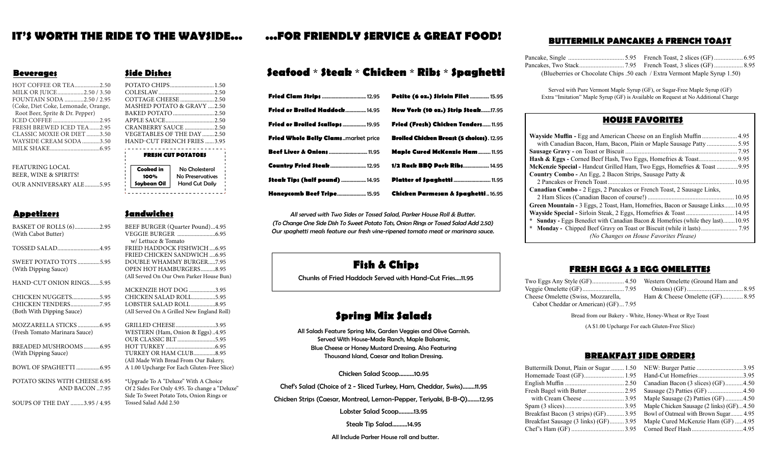# IT'S WORTH THE RIDE TO THE WAYSIDE... ...FOR FRIENDLY SERVICE & GREAT FOOD!

## Beverages

| | |
|---|---|
| HOT COFFEE OR TEA | 2.50 |
| MILK OR JUICE | 2.50 / 3.50 |
| FOUNTAIN SODA | 2.50 / 2.95 |
| (Coke, Diet Coke, Lemonade, Orange, Root Beer, Sprite & Dr. Pepper) | |
| ICED COFFEE | 2.95 |
| FRESH BREWED ICED TEA | 2.95 |
| CLASSIC MOXIE OR DIET | 3.50 |
| WAYSIDE CREAM SODA | 3.50 |
| MILK SHAKE | 6.95 |

FEATURING LOCAL BEER, WINE & SPIRITS!

OUR ANNIVERSARY ALE..........5.95

## Side Dishes

| | |
|---|---|
| POTATO CHIPS | 1.50 |
| COLESLAW | 2.50 |
| COTTAGE CHEESE | 2.50 |
| MASHED POTATO & GRAVY | 2.50 |
| BAKED POTATO | 2.50 |
| APPLE SAUCE | 2.50 |
| CRANBERRY SAUCE | 2.50 |
| VEGETABLES OF THE DAY | 2.50 |
| HAND-CUT FRENCH FRIES | 3.95 |

**FRESH CUT POTATOES**

Cooked in 100% Soybean Oil — No Cholesterol, No Preservatives, Hand Cut Daily

## Appetizers

| | |
|---|---|
| BASKET OF ROLLS (6) (With Cabot Butter) | 2.95 |
| TOSSED SALAD | 4.95 |
| SWEET POTATO TOTS (With Dipping Sauce) | 5.95 |
| HAND-CUT ONION RINGS | 5.95 |
| CHICKEN NUGGETS | 5.95 |
| CHICKEN TENDERS (Both With Dipping Sauce) | 7.95 |
| MOZZARELLA STICKS (Fresh Tomato Marinara Sauce) | 6.95 |
| BREADED MUSHROOMS (With Dipping Sauce) | 6.95 |
| BOWL OF SPAGHETTI | 6.95 |
| POTATO SKINS WITH CHEESE | 6.95 |
| AND BACON | 7.95 |
| SOUPS OF THE DAY | 3.95 / 4.95 |

## Sandwiches

| | |
|---|---|
| BEEF BURGER (Quarter Pound) | 4.95 |
| VEGGIE BURGER | 6.95 |
| w/ Lettuce & Tomato | |
| FRIED HADDOCK FISHWICH | 6.95 |
| FRIED CHICKEN SANDWICH | 6.95 |
| DOUBLE WHAMMY BURGER | 7.95 |
| OPEN HOT HAMBURGERS | 8.95 |

(All Served On Our Own Parker House Bun)

| | |
|---|---|
| MCKENZIE HOT DOG | 3.95 |
| CHICKEN SALAD ROLL | 5.95 |
| LOBSTER SALAD ROLL | 8.95 |

(All Served On A Grilled New England Roll)

| | |
|---|---|
| GRILLED CHEESE | 3.95 |
| WESTERN (Ham, Onion & Eggs) | 4.95 |
| OUR CLASSIC BLT | 5.95 |
| HOT TURKEY | 6.95 |
| TURKEY OR HAM CLUB | 8.95 |

(All Made With Bread From Our Bakery, A 1.00 Upcharge For Each Gluten-Free Slice)

*Upgrade To A "Deluxe" With A Choice Of 2 Sides For Only 4.95. To change a "Deluxe" Side To Sweet Potato Tots, Onion Rings or Tossed Salad Add 2.50

## Seafood * Steak * Chicken * Ribs * Spaghetti

| | |
|---|---|
| **Fried Clam Strips** | 12.95 |
| **Fried or Broiled Haddock** | 14.95 |
| **Fried or Broiled Scallops** | 19.95 |
| **Fried Whole Belly Clams** | market price |
| **Beef Liver & Onions** | 11.95 |
| **Country Fried Steak** | 12.95 |
| **Steak Tips (half pound)** | 14.95 |
| **Honeycomb Beef Tripe** | 15.95 |
| **Petite (6 oz.) Sirloin Filet** | 15.95 |
| **New York (10 oz.) Strip Steak** | 17.95 |
| **Fried (Fresh) Chicken Tenders** | 11.95 |
| **Broiled Chicken Breast (5 choices)** | 12.95 |
| **Maple Cured McKenzie Ham** | 11.95 |
| **1/2 Rack BBQ Pork Ribs** | 14.95 |
| **Platter of Spaghetti** | 11.95 |
| **Chicken Parmesan & Spaghetti** | 16.95 |

*All served with Two Sides or Tossed Salad, Parker House Roll & Butter.*
*(To Change One Side Dish To Sweet Potato Tots, Onion Rings or Tossed Salad Add 2.50)*
*Our spaghetti meals feature our fresh vine-ripened tomato meat or marinara sauce.*

## Fish & Chips

Chunks of Fried Haddock Served with Hand-Cut Fries....11.95

## Spring Mix Salads

All Salads Feature Spring Mix, Garden Veggies and Olive Garnish. Served With House-Made Ranch, Maple Balsamic, Blue Cheese or Honey Mustard Dressing. Also Featuring Thousand Island, Caesar and Italian Dressing.

Chicken Salad Scoop..........10.95

Chef's Salad (Choice of 2 - Sliced Turkey, Ham, Cheddar, Swiss)........11.95

Chicken Strips (Caesar, Montreal, Lemon-Pepper, Teriyaki, B-B-Q)........12.95

Lobster Salad Scoop..........13.95

Steak Tip Salad..........14.95

All Include Parker House roll and butter.

## BUTTERMILK PANCAKES & FRENCH TOAST

| | |
|---|---|
| Pancake, Single | 5.95 |
| Pancakes, Two Stack | 7.95 |
| French Toast, 2 slices (GF) | 6.95 |
| French Toast, 3 slices (GF) | 8.95 |

(Blueberries or Chocolate Chips .50 each / Extra Vermont Maple Syrup 1.50)

Served with Pure Vermont Maple Syrup (GF), or Sugar-Free Maple Syrup (GF)
Extra "Imitation" Maple Syrup (GF) is Available on Request at No Additional Charge

## HOUSE FAVORITES

| | |
|---|---|
| **Wayside Muffin -** Egg and American Cheese on an English Muffin | 4.95 |
| with Canadian Bacon, Ham, Bacon, Plain or Maple Sausage Patty | 5.95 |
| **Sausage Gravy -** on Toast or Biscuit | 7.95 |
| **Hash & Eggs -** Corned Beef Hash, Two Eggs, Homefries & Toast | 9.95 |
| **McKenzie Special -** Handcut Grilled Ham, Two Eggs, Homefries & Toast | 9.95 |
| **Country Combo -** An Egg, 2 Bacon Strips, Sausage Patty & 2 Pancakes or French Toast | 10.95 |
| **Canadian Combo -** 2 Eggs, 2 Pancakes or French Toast, 2 Sausage Links, 2 Ham Slices (Canadian Bacon of course!) | 10.95 |
| **Green Mountain -** 3 Eggs, 2 Toast, Ham, Homefries, Bacon or Sausage Links | 10.95 |
| **Wayside Special -** Sirloin Steak, 2 Eggs, Homefries & Toast | 14.95 |
| * **Sunday -** Eggs Benedict with Canadian Bacon & Homefries (while they last) | 10.95 |
| * **Monday -** Chipped Beef Gravy on Toast or Biscuit (while it lasts) | 7.95 |

*(No Changes on House Favorites Please)*

## FRESH EGGS & 3 EGG OMELETTES

| | |
|---|---|
| Two Eggs Any Style (GF) | 4.50 |
| Veggie Omelette (GF) | 7.95 |
| Cheese Omelette (Swiss, Mozzarella, Cabot Cheddar or American) (GF) | 7.95 |
| Western Omelette (Ground Ham and Onions) (GF) | 8.95 |
| Ham & Cheese Omelette (GF) | 8.95 |

Bread from our Bakery - White, Honey-Wheat or Rye Toast

(A $1.00 Upcharge For each Gluten-Free Slice)

## BREAKFAST SIDE ORDERS

| | |
|---|---|
| Buttermilk Donut, Plain or Sugar | 1.50 |
| Homemade Toast (GF) | 1.95 |
| English Muffin | 2.50 |
| Fresh Bagel with Butter | 2.95 |
| with Cream Cheese | 3.95 |
| Spam (3 slices) | 3.95 |
| Breakfast Bacon (3 strips) (GF) | 3.95 |
| Breakfast Sausage (3 links) (GF) | 3.95 |
| Chef's Ham (GF) | 3.95 |
| NEW: Burger Pattie | 3.95 |
| Hand-Cut Homefries | 3.95 |
| Canadian Bacon (3 slices) (GF) | 4.50 |
| Sausage (2) Patties (GF) | 4.50 |
| Maple Sausage (2) Patties (GF) | 4.50 |
| Maple Chicken Sausage (2 links) (GF) | 4.50 |
| Bowl of Oatmeal with Brown Sugar | 4.95 |
| Maple Cured McKenzie Ham (GF) | 4.95 |
| Corned Beef Hash | 4.95 |